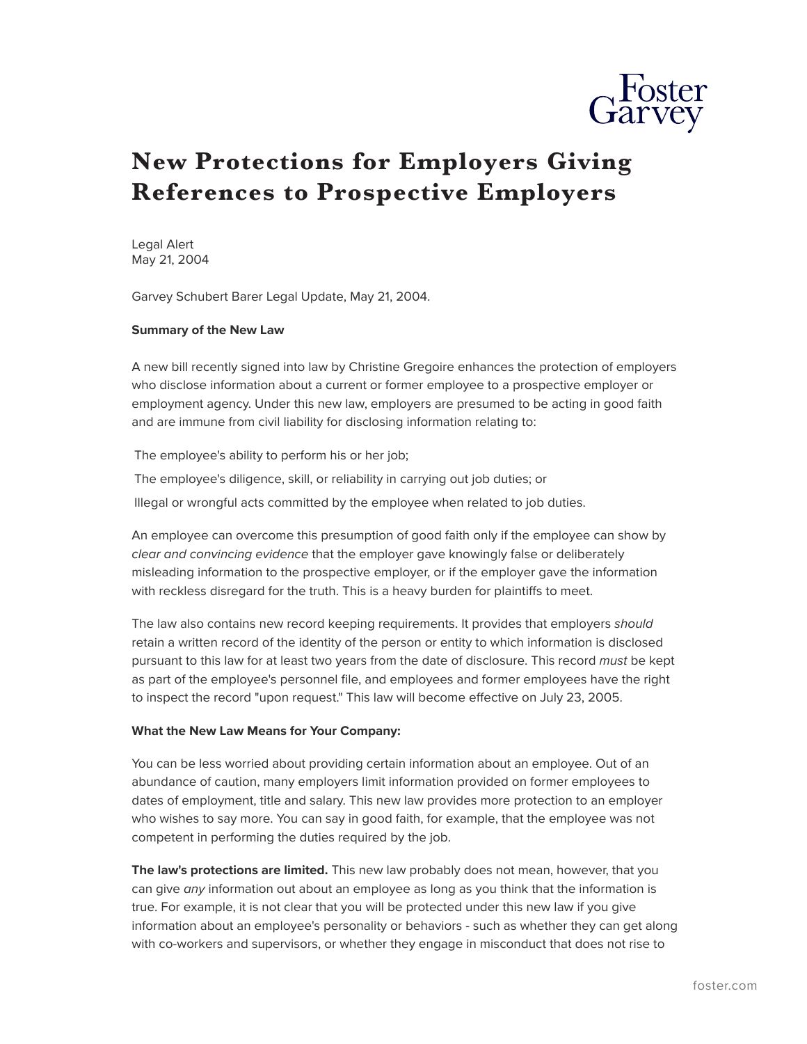# New Protections for Employers Giving References to Prospective Employers

Legal Alert
May 21, 2004

Garvey Schubert Barer Legal Update, May 21, 2004.

**Summary of the New Law**

A new bill recently signed into law by Christine Gregoire enhances the protection of employers who disclose information about a current or former employee to a prospective employer or employment agency. Under this new law, employers are presumed to be acting in good faith and are immune from civil liability for disclosing information relating to:

- The employee's ability to perform his or her job;
- The employee's diligence, skill, or reliability in carrying out job duties; or
- Illegal or wrongful acts committed by the employee when related to job duties.

An employee can overcome this presumption of good faith only if the employee can show by *clear and convincing evidence* that the employer gave knowingly false or deliberately misleading information to the prospective employer, or if the employer gave the information with reckless disregard for the truth. This is a heavy burden for plaintiffs to meet.

The law also contains new record keeping requirements. It provides that employers *should* retain a written record of the identity of the person or entity to which information is disclosed pursuant to this law for at least two years from the date of disclosure. This record *must* be kept as part of the employee's personnel file, and employees and former employees have the right to inspect the record "upon request." This law will become effective on July 23, 2005.

**What the New Law Means for Your Company:**

You can be less worried about providing certain information about an employee. Out of an abundance of caution, many employers limit information provided on former employees to dates of employment, title and salary. This new law provides more protection to an employer who wishes to say more. You can say in good faith, for example, that the employee was not competent in performing the duties required by the job.

**The law's protections are limited.** This new law probably does not mean, however, that you can give *any* information out about an employee as long as you think that the information is true. For example, it is not clear that you will be protected under this new law if you give information about an employee's personality or behaviors - such as whether they can get along with co-workers and supervisors, or whether they engage in misconduct that does not rise to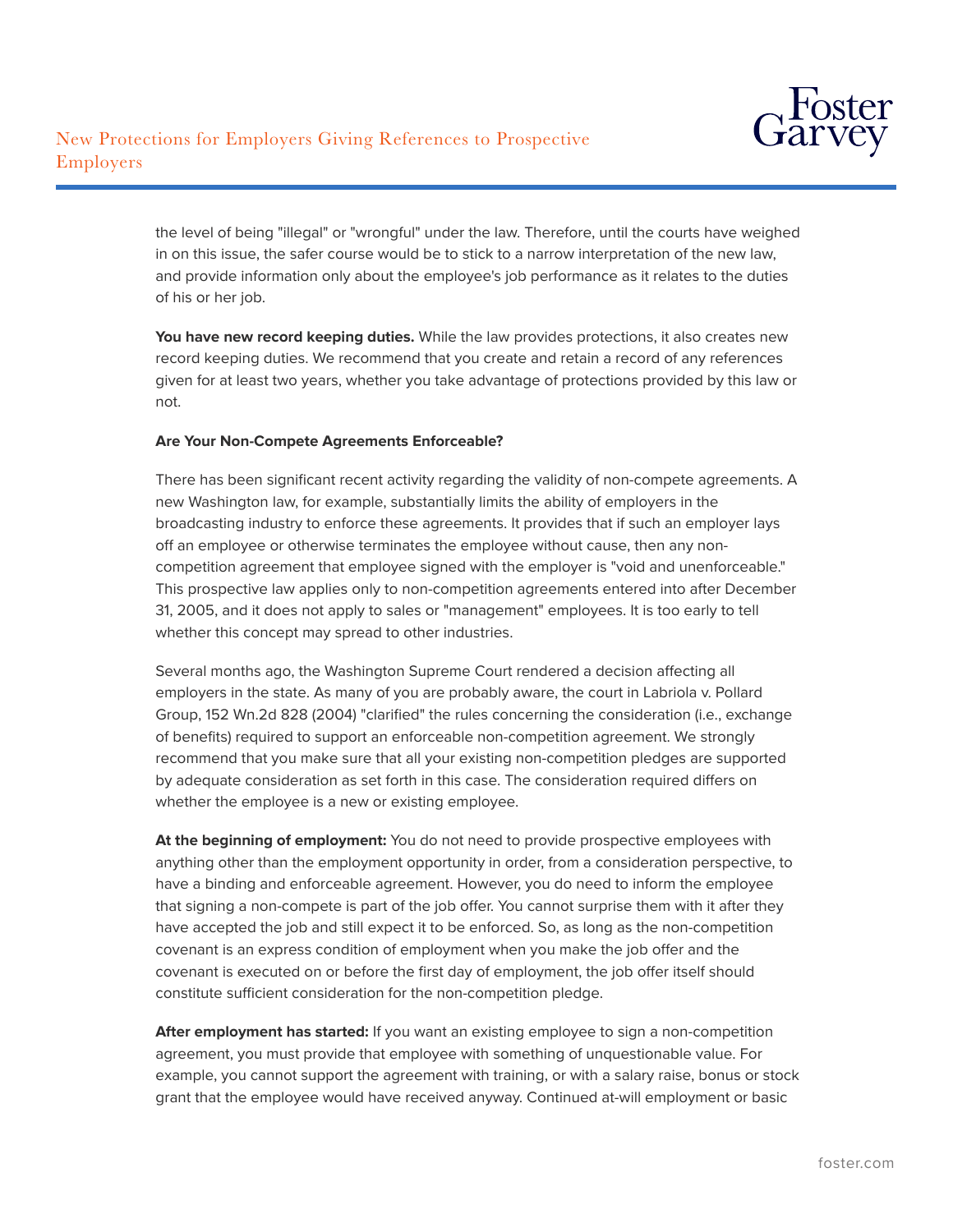the level of being "illegal" or "wrongful" under the law. Therefore, until the courts have weighed in on this issue, the safer course would be to stick to a narrow interpretation of the new law, and provide information only about the employee's job performance as it relates to the duties of his or her job.

**You have new record keeping duties.** While the law provides protections, it also creates new record keeping duties. We recommend that you create and retain a record of any references given for at least two years, whether you take advantage of protections provided by this law or not.

**Are Your Non-Compete Agreements Enforceable?**

There has been significant recent activity regarding the validity of non-compete agreements. A new Washington law, for example, substantially limits the ability of employers in the broadcasting industry to enforce these agreements. It provides that if such an employer lays off an employee or otherwise terminates the employee without cause, then any non-competition agreement that employee signed with the employer is "void and unenforceable." This prospective law applies only to non-competition agreements entered into after December 31, 2005, and it does not apply to sales or "management" employees. It is too early to tell whether this concept may spread to other industries.

Several months ago, the Washington Supreme Court rendered a decision affecting all employers in the state. As many of you are probably aware, the court in Labriola v. Pollard Group, 152 Wn.2d 828 (2004) "clarified" the rules concerning the consideration (i.e., exchange of benefits) required to support an enforceable non-competition agreement. We strongly recommend that you make sure that all your existing non-competition pledges are supported by adequate consideration as set forth in this case. The consideration required differs on whether the employee is a new or existing employee.

**At the beginning of employment:** You do not need to provide prospective employees with anything other than the employment opportunity in order, from a consideration perspective, to have a binding and enforceable agreement. However, you do need to inform the employee that signing a non-compete is part of the job offer. You cannot surprise them with it after they have accepted the job and still expect it to be enforced. So, as long as the non-competition covenant is an express condition of employment when you make the job offer and the covenant is executed on or before the first day of employment, the job offer itself should constitute sufficient consideration for the non-competition pledge.

**After employment has started:** If you want an existing employee to sign a non-competition agreement, you must provide that employee with something of unquestionable value. For example, you cannot support the agreement with training, or with a salary raise, bonus or stock grant that the employee would have received anyway. Continued at-will employment or basic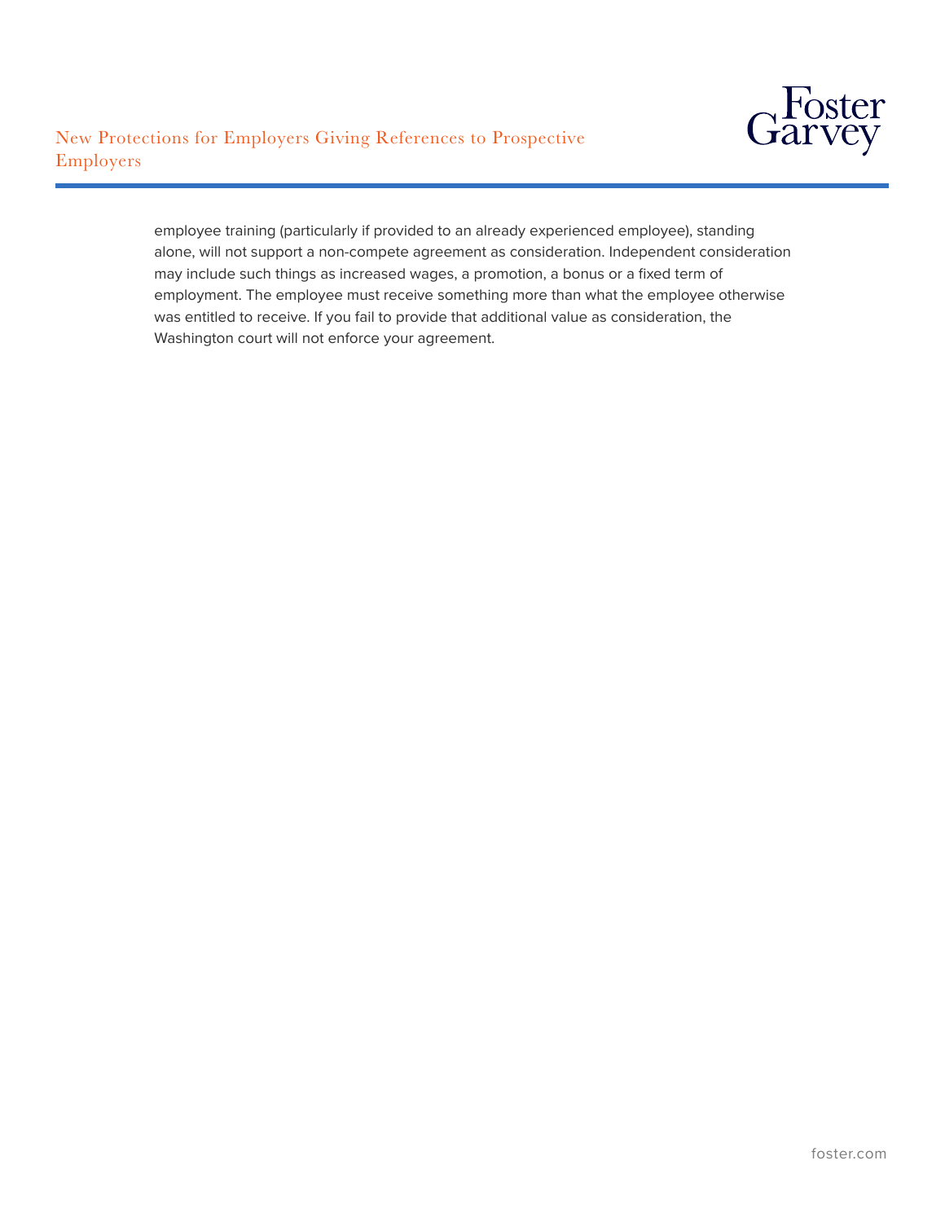employee training (particularly if provided to an already experienced employee), standing alone, will not support a non-compete agreement as consideration. Independent consideration may include such things as increased wages, a promotion, a bonus or a fixed term of employment. The employee must receive something more than what the employee otherwise was entitled to receive. If you fail to provide that additional value as consideration, the Washington court will not enforce your agreement.